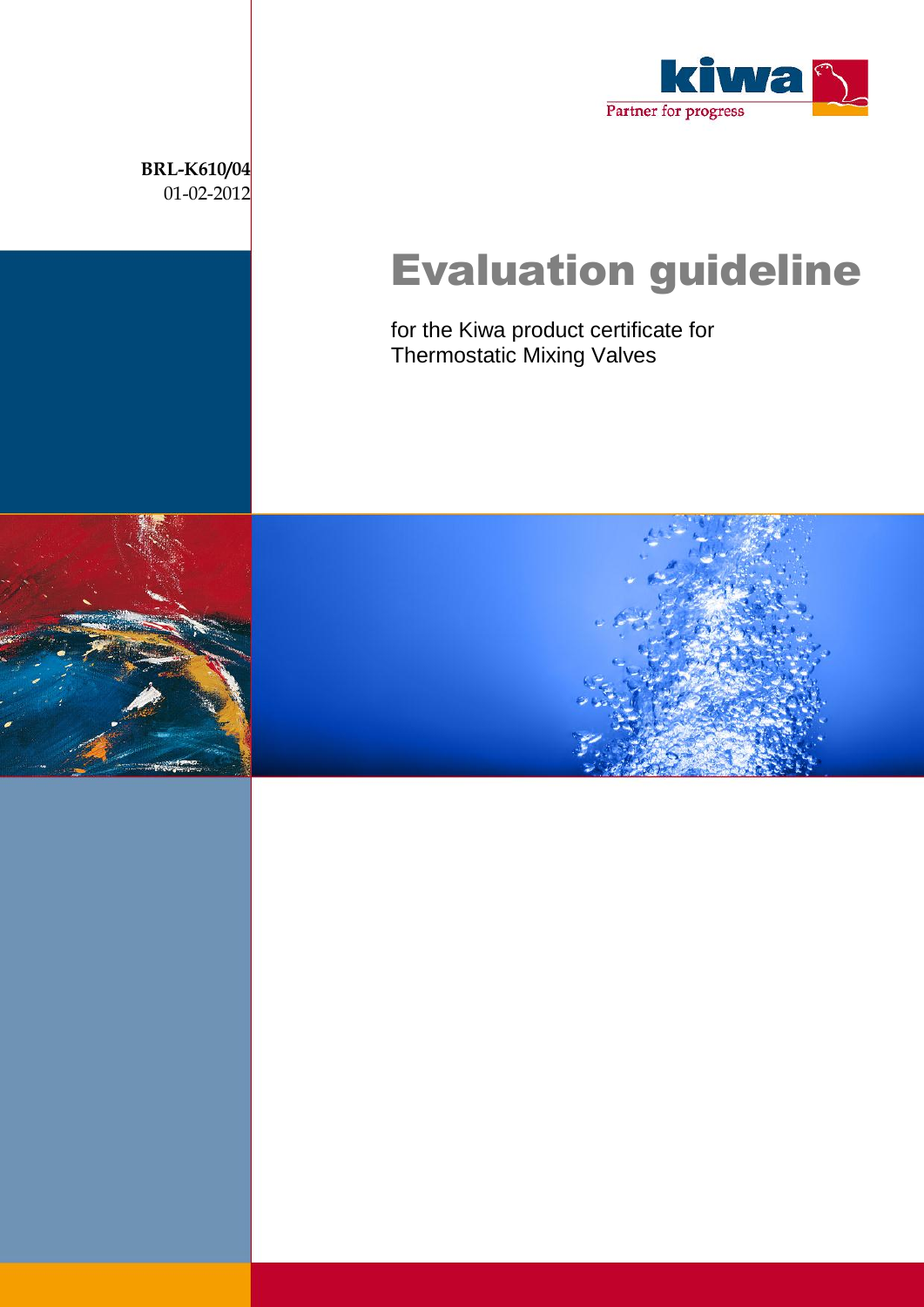kiwa

Partner for progress

**BRL-K610/04**
01-02-2012

# Evaluation guideline

for the Kiwa product certificate for
Thermostatic Mixing Valves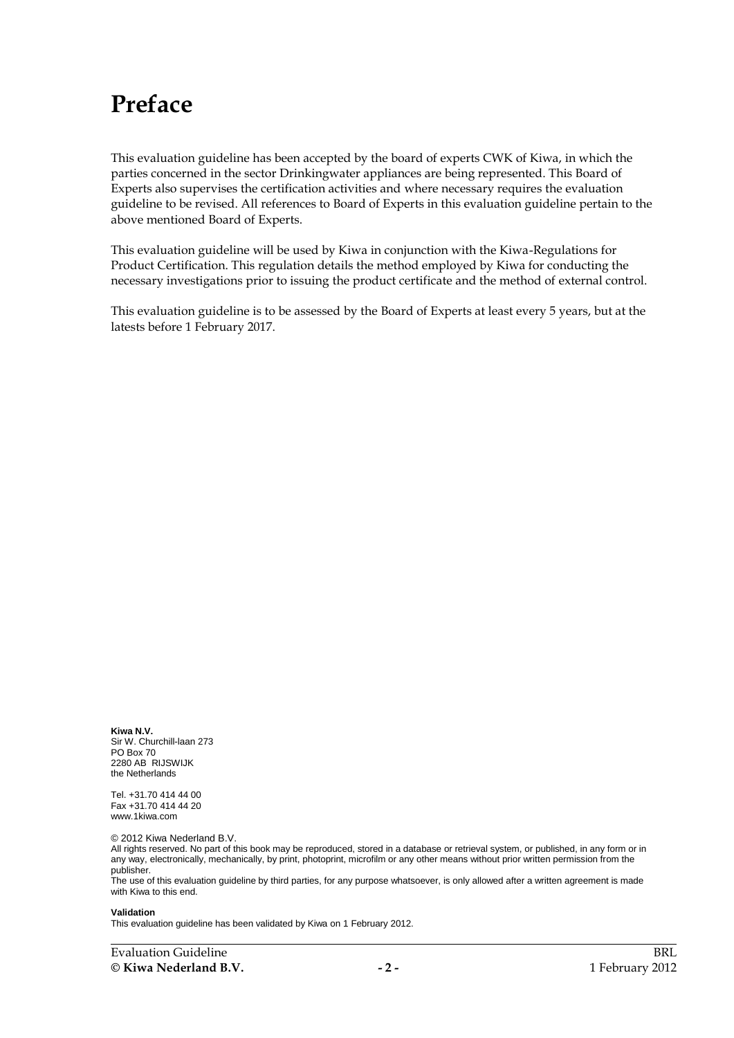# Preface

This evaluation guideline has been accepted by the board of experts CWK of Kiwa, in which the parties concerned in the sector Drinkingwater appliances are being represented. This Board of Experts also supervises the certification activities and where necessary requires the evaluation guideline to be revised. All references to Board of Experts in this evaluation guideline pertain to the above mentioned Board of Experts.

This evaluation guideline will be used by Kiwa in conjunction with the Kiwa-Regulations for Product Certification. This regulation details the method employed by Kiwa for conducting the necessary investigations prior to issuing the product certificate and the method of external control.

This evaluation guideline is to be assessed by the Board of Experts at least every 5 years, but at the latests before 1 February 2017.

**Kiwa N.V.**
Sir W. Churchill-laan 273
PO Box 70
2280 AB RIJSWIJK
the Netherlands

Tel. +31.70 414 44 00
Fax +31.70 414 44 20
www.1kiwa.com

© 2012 Kiwa Nederland B.V.
All rights reserved. No part of this book may be reproduced, stored in a database or retrieval system, or published, in any form or in any way, electronically, mechanically, by print, photoprint, microfilm or any other means without prior written permission from the publisher.
The use of this evaluation guideline by third parties, for any purpose whatsoever, is only allowed after a written agreement is made with Kiwa to this end.

**Validation**
This evaluation guideline has been validated by Kiwa on 1 February 2012.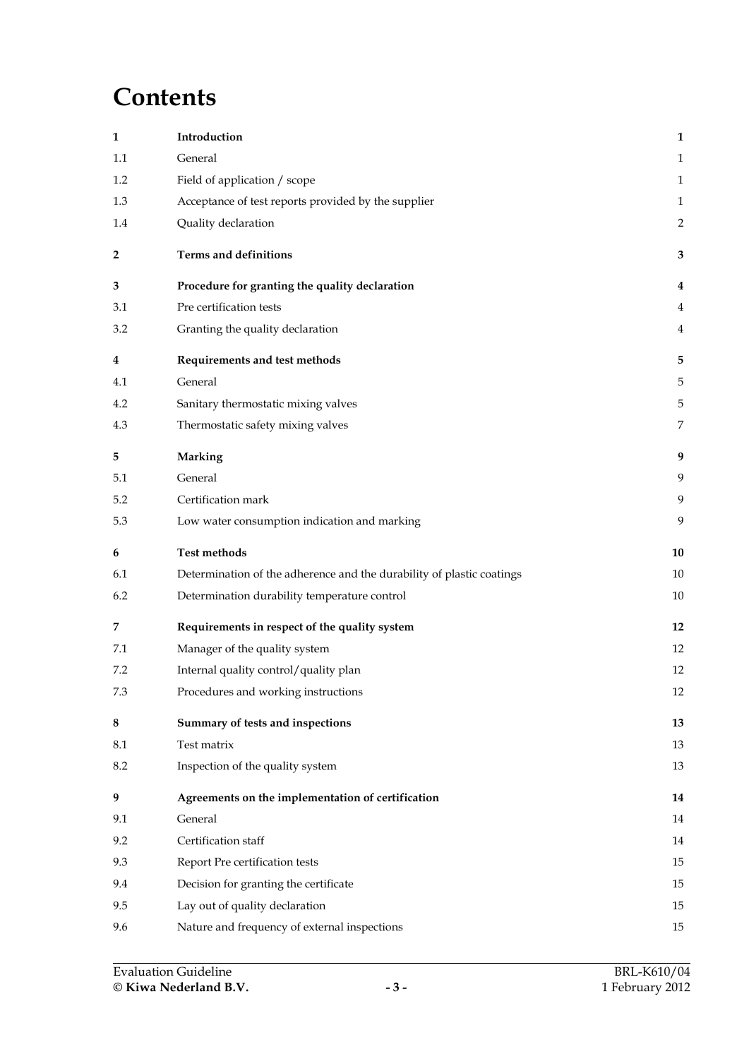# Contents

| | | |
|---|---|---|
| **1** | **Introduction** | **1** |
| 1.1 | General | 1 |
| 1.2 | Field of application / scope | 1 |
| 1.3 | Acceptance of test reports provided by the supplier | 1 |
| 1.4 | Quality declaration | 2 |
| **2** | **Terms and definitions** | **3** |
| **3** | **Procedure for granting the quality declaration** | **4** |
| 3.1 | Pre certification tests | 4 |
| 3.2 | Granting the quality declaration | 4 |
| **4** | **Requirements and test methods** | **5** |
| 4.1 | General | 5 |
| 4.2 | Sanitary thermostatic mixing valves | 5 |
| 4.3 | Thermostatic safety mixing valves | 7 |
| **5** | **Marking** | **9** |
| 5.1 | General | 9 |
| 5.2 | Certification mark | 9 |
| 5.3 | Low water consumption indication and marking | 9 |
| **6** | **Test methods** | **10** |
| 6.1 | Determination of the adherence and the durability of plastic coatings | 10 |
| 6.2 | Determination durability temperature control | 10 |
| **7** | **Requirements in respect of the quality system** | **12** |
| 7.1 | Manager of the quality system | 12 |
| 7.2 | Internal quality control/quality plan | 12 |
| 7.3 | Procedures and working instructions | 12 |
| **8** | **Summary of tests and inspections** | **13** |
| 8.1 | Test matrix | 13 |
| 8.2 | Inspection of the quality system | 13 |
| **9** | **Agreements on the implementation of certification** | **14** |
| 9.1 | General | 14 |
| 9.2 | Certification staff | 14 |
| 9.3 | Report Pre certification tests | 15 |
| 9.4 | Decision for granting the certificate | 15 |
| 9.5 | Lay out of quality declaration | 15 |
| 9.6 | Nature and frequency of external inspections | 15 |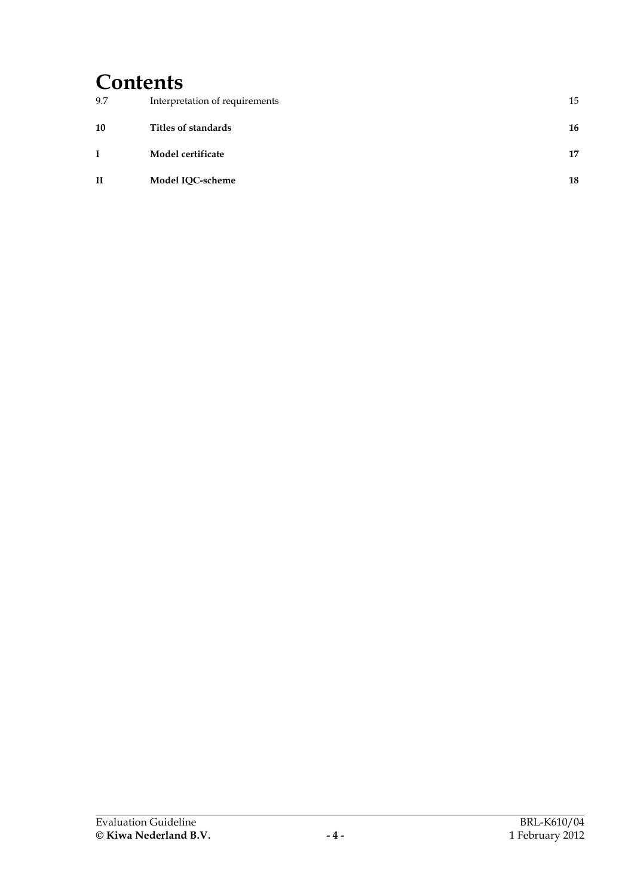# Contents

| | | |
|---|---|---|
| 9.7 | Interpretation of requirements | 15 |
| **10** | **Titles of standards** | **16** |
| **I** | **Model certificate** | **17** |
| **II** | **Model IQC-scheme** | **18** |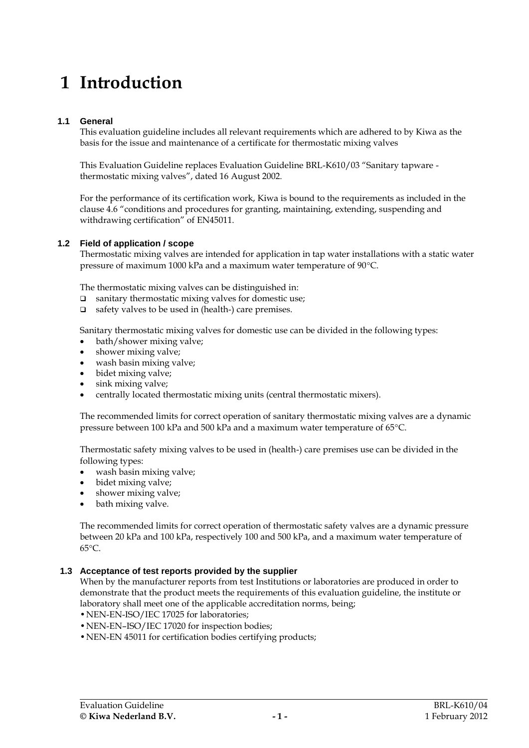# 1 Introduction

## 1.1 General

This evaluation guideline includes all relevant requirements which are adhered to by Kiwa as the basis for the issue and maintenance of a certificate for thermostatic mixing valves

This Evaluation Guideline replaces Evaluation Guideline BRL-K610/03 "Sanitary tapware - thermostatic mixing valves", dated 16 August 2002.

For the performance of its certification work, Kiwa is bound to the requirements as included in the clause 4.6 "conditions and procedures for granting, maintaining, extending, suspending and withdrawing certification" of EN45011.

## 1.2 Field of application / scope

Thermostatic mixing valves are intended for application in tap water installations with a static water pressure of maximum 1000 kPa and a maximum water temperature of 90°C.

The thermostatic mixing valves can be distinguished in:

- ❑ sanitary thermostatic mixing valves for domestic use;
- ❑ safety valves to be used in (health-) care premises.

Sanitary thermostatic mixing valves for domestic use can be divided in the following types:

- bath/shower mixing valve;
- shower mixing valve;
- wash basin mixing valve;
- bidet mixing valve;
- sink mixing valve;
- centrally located thermostatic mixing units (central thermostatic mixers).

The recommended limits for correct operation of sanitary thermostatic mixing valves are a dynamic pressure between 100 kPa and 500 kPa and a maximum water temperature of 65°C.

Thermostatic safety mixing valves to be used in (health-) care premises use can be divided in the following types:

- wash basin mixing valve;
- bidet mixing valve;
- shower mixing valve;
- bath mixing valve.

The recommended limits for correct operation of thermostatic safety valves are a dynamic pressure between 20 kPa and 100 kPa, respectively 100 and 500 kPa, and a maximum water temperature of 65°C.

## 1.3 Acceptance of test reports provided by the supplier

When by the manufacturer reports from test Institutions or laboratories are produced in order to demonstrate that the product meets the requirements of this evaluation guideline, the institute or laboratory shall meet one of the applicable accreditation norms, being;

- NEN-EN-ISO/IEC 17025 for laboratories;
- NEN-EN–ISO/IEC 17020 for inspection bodies;
- NEN-EN 45011 for certification bodies certifying products;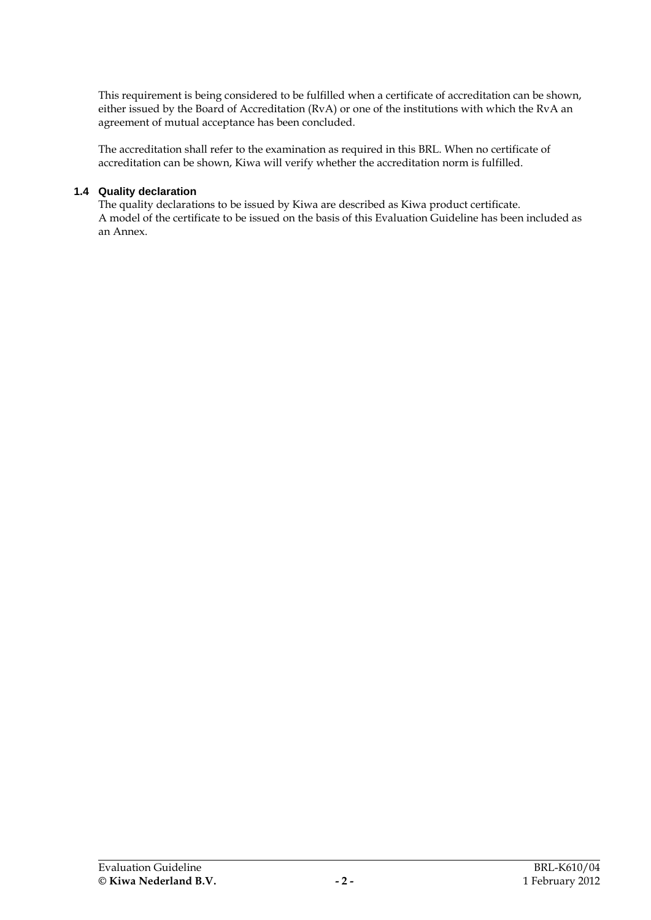This requirement is being considered to be fulfilled when a certificate of accreditation can be shown, either issued by the Board of Accreditation (RvA) or one of the institutions with which the RvA an agreement of mutual acceptance has been concluded.

The accreditation shall refer to the examination as required in this BRL. When no certificate of accreditation can be shown, Kiwa will verify whether the accreditation norm is fulfilled.

### 1.4 Quality declaration

The quality declarations to be issued by Kiwa are described as Kiwa product certificate.
A model of the certificate to be issued on the basis of this Evaluation Guideline has been included as an Annex.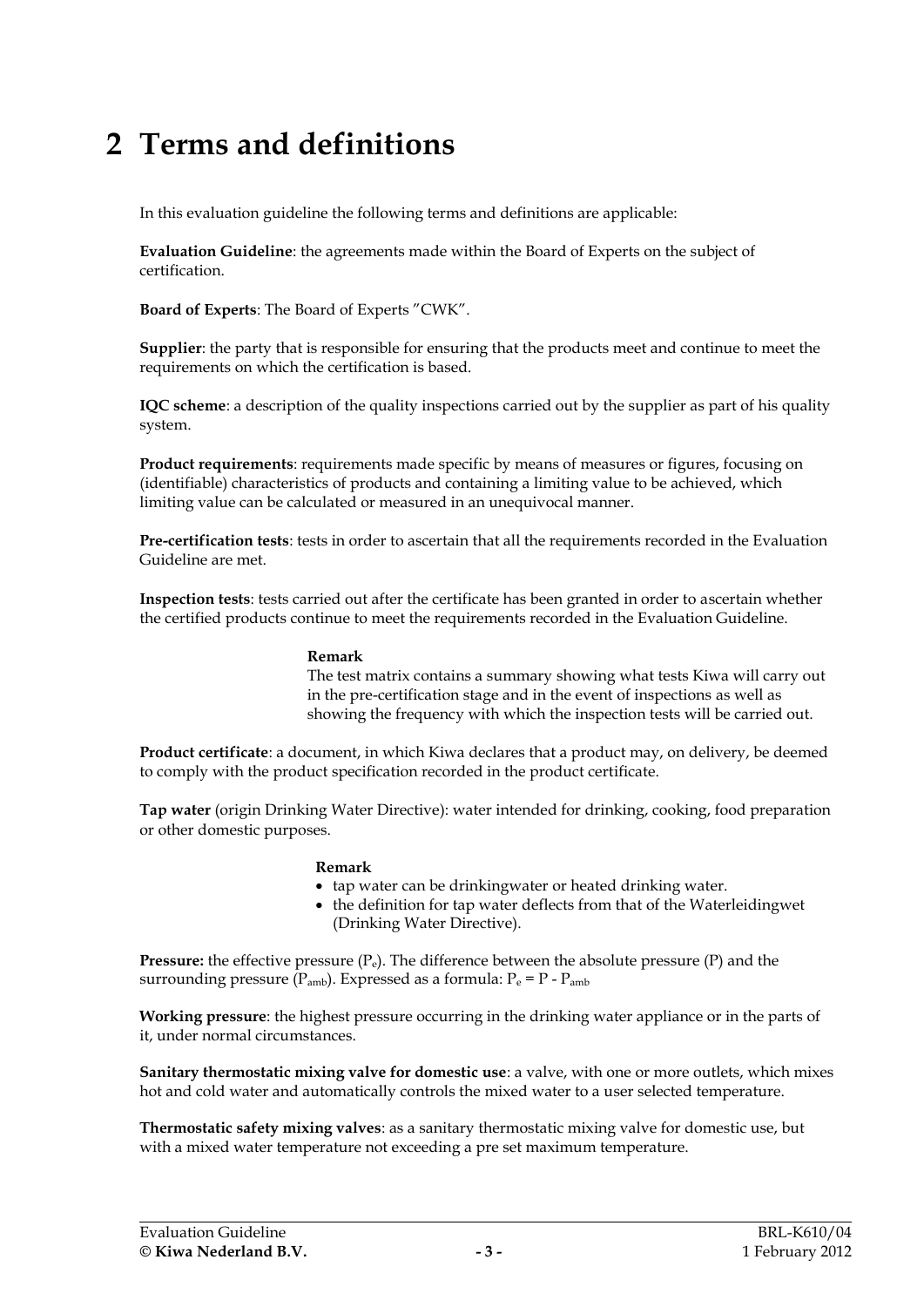# 2 Terms and definitions

In this evaluation guideline the following terms and definitions are applicable:

**Evaluation Guideline**: the agreements made within the Board of Experts on the subject of certification.

**Board of Experts**: The Board of Experts "CWK".

**Supplier**: the party that is responsible for ensuring that the products meet and continue to meet the requirements on which the certification is based.

**IQC scheme**: a description of the quality inspections carried out by the supplier as part of his quality system.

**Product requirements**: requirements made specific by means of measures or figures, focusing on (identifiable) characteristics of products and containing a limiting value to be achieved, which limiting value can be calculated or measured in an unequivocal manner.

**Pre-certification tests**: tests in order to ascertain that all the requirements recorded in the Evaluation Guideline are met.

**Inspection tests**: tests carried out after the certificate has been granted in order to ascertain whether the certified products continue to meet the requirements recorded in the Evaluation Guideline.

> **Remark**
> The test matrix contains a summary showing what tests Kiwa will carry out in the pre-certification stage and in the event of inspections as well as showing the frequency with which the inspection tests will be carried out.

**Product certificate**: a document, in which Kiwa declares that a product may, on delivery, be deemed to comply with the product specification recorded in the product certificate.

**Tap water** (origin Drinking Water Directive): water intended for drinking, cooking, food preparation or other domestic purposes.

> **Remark**
> - tap water can be drinkingwater or heated drinking water.
> - the definition for tap water deflects from that of the Waterleidingwet (Drinking Water Directive).

**Pressure:** the effective pressure ($P_e$). The difference between the absolute pressure (P) and the surrounding pressure ($P_{amb}$). Expressed as a formula: $P_e = P - P_{amb}$

**Working pressure**: the highest pressure occurring in the drinking water appliance or in the parts of it, under normal circumstances.

**Sanitary thermostatic mixing valve for domestic use**: a valve, with one or more outlets, which mixes hot and cold water and automatically controls the mixed water to a user selected temperature.

**Thermostatic safety mixing valves**: as a sanitary thermostatic mixing valve for domestic use, but with a mixed water temperature not exceeding a pre set maximum temperature.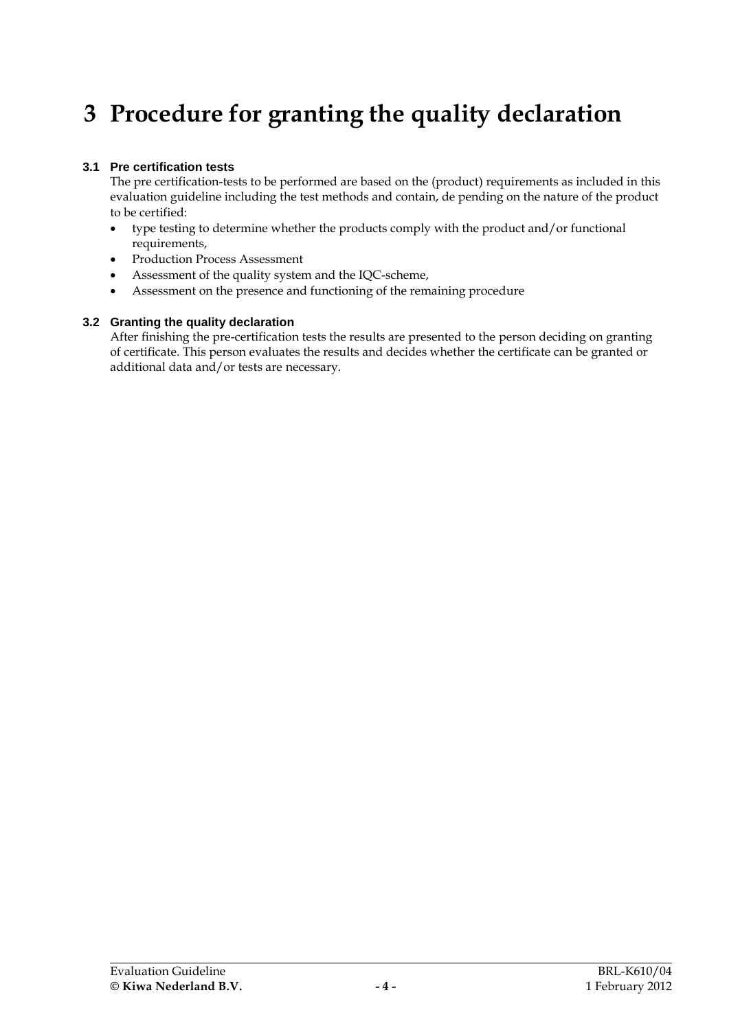# 3 Procedure for granting the quality declaration

### 3.1 Pre certification tests

The pre certification-tests to be performed are based on the (product) requirements as included in this evaluation guideline including the test methods and contain, de pending on the nature of the product to be certified:

- type testing to determine whether the products comply with the product and/or functional requirements,
- Production Process Assessment
- Assessment of the quality system and the IQC-scheme,
- Assessment on the presence and functioning of the remaining procedure

### 3.2 Granting the quality declaration

After finishing the pre-certification tests the results are presented to the person deciding on granting of certificate. This person evaluates the results and decides whether the certificate can be granted or additional data and/or tests are necessary.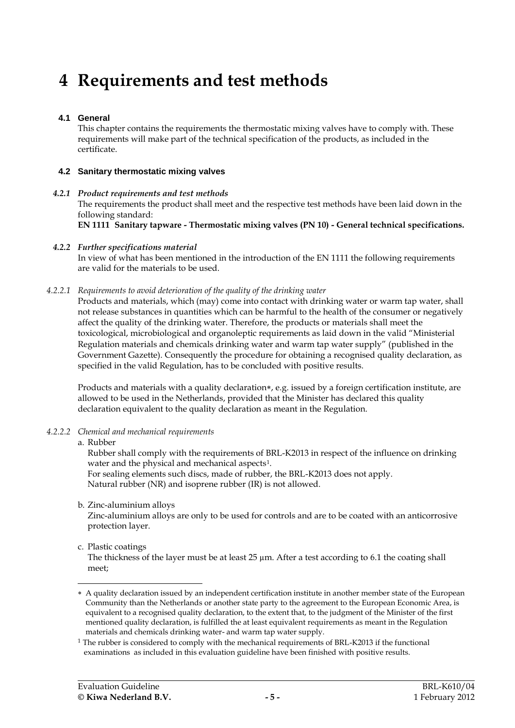# 4 Requirements and test methods

## 4.1 General

This chapter contains the requirements the thermostatic mixing valves have to comply with. These requirements will make part of the technical specification of the products, as included in the certificate.

## 4.2 Sanitary thermostatic mixing valves

### *4.2.1 Product requirements and test methods*

The requirements the product shall meet and the respective test methods have been laid down in the following standard:

**EN 1111 Sanitary tapware - Thermostatic mixing valves (PN 10) - General technical specifications.**

### *4.2.2 Further specifications material*

In view of what has been mentioned in the introduction of the EN 1111 the following requirements are valid for the materials to be used.

#### *4.2.2.1 Requirements to avoid deterioration of the quality of the drinking water*

Products and materials, which (may) come into contact with drinking water or warm tap water, shall not release substances in quantities which can be harmful to the health of the consumer or negatively affect the quality of the drinking water. Therefore, the products or materials shall meet the toxicological, microbiological and organoleptic requirements as laid down in the valid "Ministerial Regulation materials and chemicals drinking water and warm tap water supply" (published in the Government Gazette). Consequently the procedure for obtaining a recognised quality declaration, as specified in the valid Regulation, has to be concluded with positive results.

Products and materials with a quality declaration*, e.g. issued by a foreign certification institute, are allowed to be used in the Netherlands, provided that the Minister has declared this quality declaration equivalent to the quality declaration as meant in the Regulation.

#### *4.2.2.2 Chemical and mechanical requirements*

a. Rubber
   Rubber shall comply with the requirements of BRL-K2013 in respect of the influence on drinking water and the physical and mechanical aspects[1].
   For sealing elements such discs, made of rubber, the BRL-K2013 does not apply.
   Natural rubber (NR) and isoprene rubber (IR) is not allowed.

b. Zinc-aluminium alloys
   Zinc-aluminium alloys are only to be used for controls and are to be coated with an anticorrosive protection layer.

c. Plastic coatings
   The thickness of the layer must be at least 25 µm. After a test according to 6.1 the coating shall meet;

---

* A quality declaration issued by an independent certification institute in another member state of the European Community than the Netherlands or another state party to the agreement to the European Economic Area, is equivalent to a recognised quality declaration, to the extent that, to the judgment of the Minister of the first mentioned quality declaration, is fulfilled the at least equivalent requirements as meant in the Regulation materials and chemicals drinking water- and warm tap water supply.

[1] The rubber is considered to comply with the mechanical requirements of BRL-K2013 if the functional examinations as included in this evaluation guideline have been finished with positive results.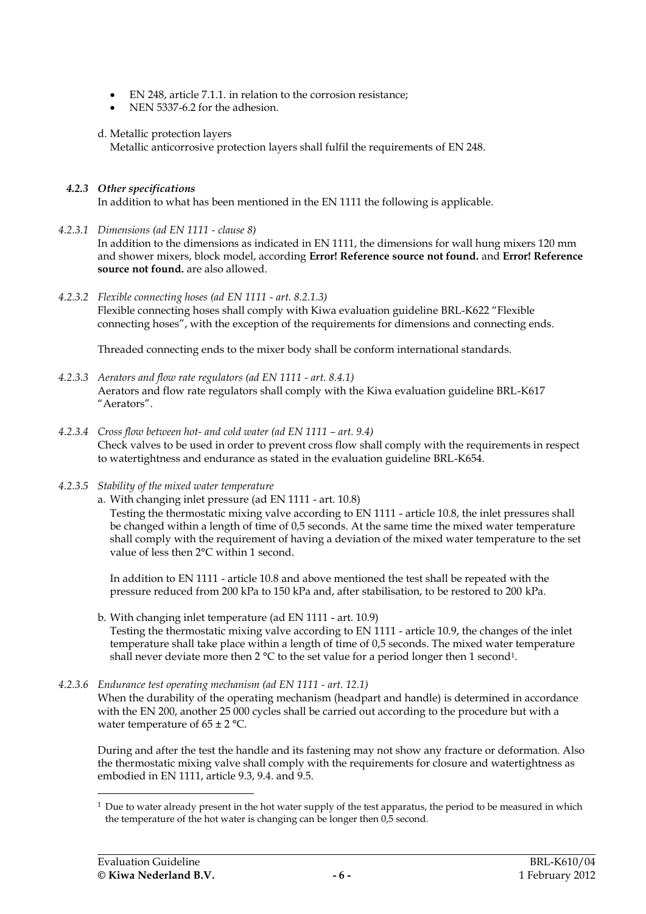- EN 248, article 7.1.1. in relation to the corrosion resistance;
- NEN 5337-6.2 for the adhesion.

d. Metallic protection layers
Metallic anticorrosive protection layers shall fulfil the requirements of EN 248.

### *4.2.3 Other specifications*

In addition to what has been mentioned in the EN 1111 the following is applicable.

*4.2.3.1 Dimensions (ad EN 1111 - clause 8)*

In addition to the dimensions as indicated in EN 1111, the dimensions for wall hung mixers 120 mm and shower mixers, block model, according **Error! Reference source not found.** and **Error! Reference source not found.** are also allowed.

*4.2.3.2 Flexible connecting hoses (ad EN 1111 - art. 8.2.1.3)*

Flexible connecting hoses shall comply with Kiwa evaluation guideline BRL-K622 "Flexible connecting hoses", with the exception of the requirements for dimensions and connecting ends.

Threaded connecting ends to the mixer body shall be conform international standards.

*4.2.3.3 Aerators and flow rate regulators (ad EN 1111 - art. 8.4.1)*

Aerators and flow rate regulators shall comply with the Kiwa evaluation guideline BRL-K617 "Aerators".

*4.2.3.4 Cross flow between hot- and cold water (ad EN 1111 – art. 9.4)*

Check valves to be used in order to prevent cross flow shall comply with the requirements in respect to watertightness and endurance as stated in the evaluation guideline BRL-K654.

*4.2.3.5 Stability of the mixed water temperature*

a. With changing inlet pressure (ad EN 1111 - art. 10.8)
Testing the thermostatic mixing valve according to EN 1111 - article 10.8, the inlet pressures shall be changed within a length of time of 0,5 seconds. At the same time the mixed water temperature shall comply with the requirement of having a deviation of the mixed water temperature to the set value of less then 2°C within 1 second.

In addition to EN 1111 - article 10.8 and above mentioned the test shall be repeated with the pressure reduced from 200 kPa to 150 kPa and, after stabilisation, to be restored to 200 kPa.

b. With changing inlet temperature (ad EN 1111 - art. 10.9)
Testing the thermostatic mixing valve according to EN 1111 - article 10.9, the changes of the inlet temperature shall take place within a length of time of 0,5 seconds. The mixed water temperature shall never deviate more then 2 °C to the set value for a period longer then 1 second[1].

*4.2.3.6 Endurance test operating mechanism (ad EN 1111 - art. 12.1)*

When the durability of the operating mechanism (headpart and handle) is determined in accordance with the EN 200, another 25 000 cycles shall be carried out according to the procedure but with a water temperature of 65 ± 2 °C.

During and after the test the handle and its fastening may not show any fracture or deformation. Also the thermostatic mixing valve shall comply with the requirements for closure and watertightness as embodied in EN 1111, article 9.3, 9.4. and 9.5.

---

[1] Due to water already present in the hot water supply of the test apparatus, the period to be measured in which the temperature of the hot water is changing can be longer then 0,5 second.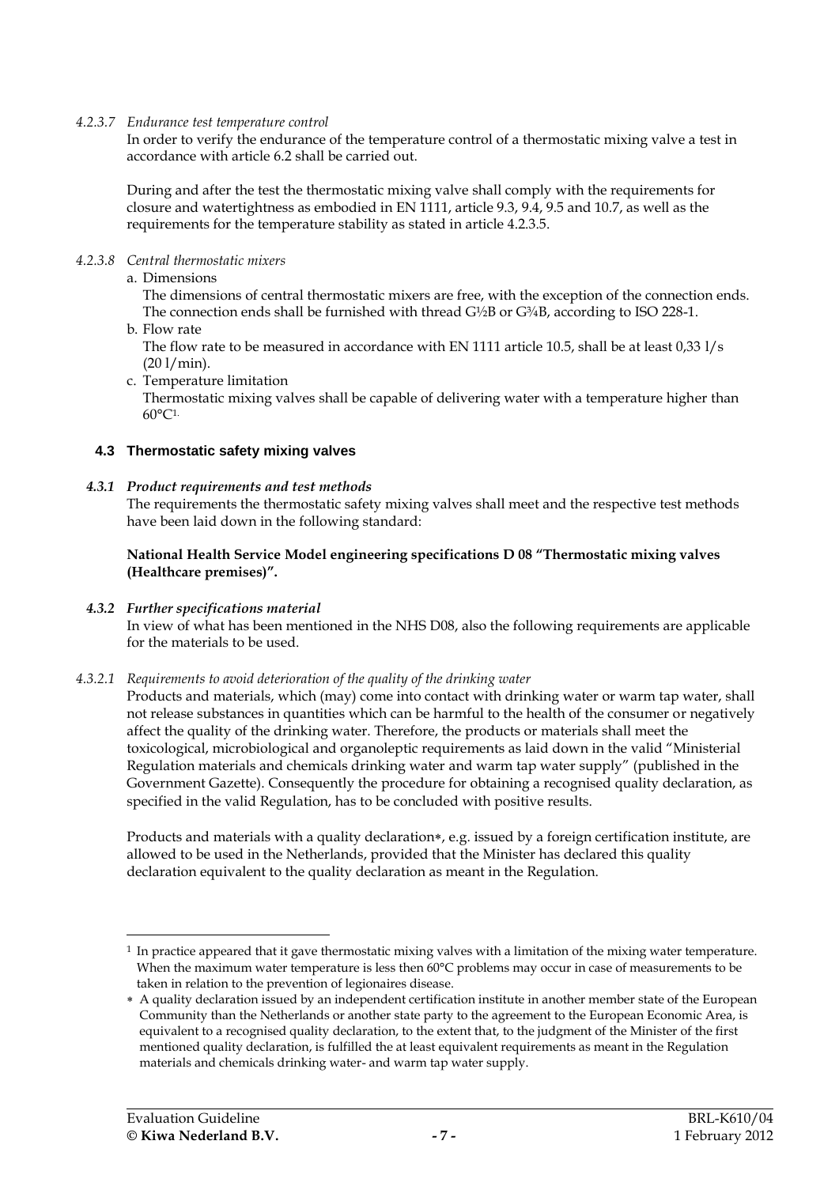*4.2.3.7 Endurance test temperature control*

In order to verify the endurance of the temperature control of a thermostatic mixing valve a test in accordance with article 6.2 shall be carried out.

During and after the test the thermostatic mixing valve shall comply with the requirements for closure and watertightness as embodied in EN 1111, article 9.3, 9.4, 9.5 and 10.7, as well as the requirements for the temperature stability as stated in article 4.2.3.5.

*4.2.3.8 Central thermostatic mixers*

a. Dimensions
   The dimensions of central thermostatic mixers are free, with the exception of the connection ends. The connection ends shall be furnished with thread G½B or G¾B, according to ISO 228-1.
b. Flow rate
   The flow rate to be measured in accordance with EN 1111 article 10.5, shall be at least 0,33 l/s (20 l/min).
c. Temperature limitation
   Thermostatic mixing valves shall be capable of delivering water with a temperature higher than 60°C[1].

### 4.3 Thermostatic safety mixing valves

#### *4.3.1 Product requirements and test methods*

The requirements the thermostatic safety mixing valves shall meet and the respective test methods have been laid down in the following standard:

**National Health Service Model engineering specifications D 08 "Thermostatic mixing valves (Healthcare premises)".**

#### *4.3.2 Further specifications material*

In view of what has been mentioned in the NHS D08, also the following requirements are applicable for the materials to be used.

*4.3.2.1 Requirements to avoid deterioration of the quality of the drinking water*

Products and materials, which (may) come into contact with drinking water or warm tap water, shall not release substances in quantities which can be harmful to the health of the consumer or negatively affect the quality of the drinking water. Therefore, the products or materials shall meet the toxicological, microbiological and organoleptic requirements as laid down in the valid "Ministerial Regulation materials and chemicals drinking water and warm tap water supply" (published in the Government Gazette). Consequently the procedure for obtaining a recognised quality declaration, as specified in the valid Regulation, has to be concluded with positive results.

Products and materials with a quality declaration*, e.g. issued by a foreign certification institute, are allowed to be used in the Netherlands, provided that the Minister has declared this quality declaration equivalent to the quality declaration as meant in the Regulation.

---

[1] In practice appeared that it gave thermostatic mixing valves with a limitation of the mixing water temperature. When the maximum water temperature is less then 60°C problems may occur in case of measurements to be taken in relation to the prevention of legionaires disease.

* A quality declaration issued by an independent certification institute in another member state of the European Community than the Netherlands or another state party to the agreement to the European Economic Area, is equivalent to a recognised quality declaration, to the extent that, to the judgment of the Minister of the first mentioned quality declaration, is fulfilled the at least equivalent requirements as meant in the Regulation materials and chemicals drinking water- and warm tap water supply.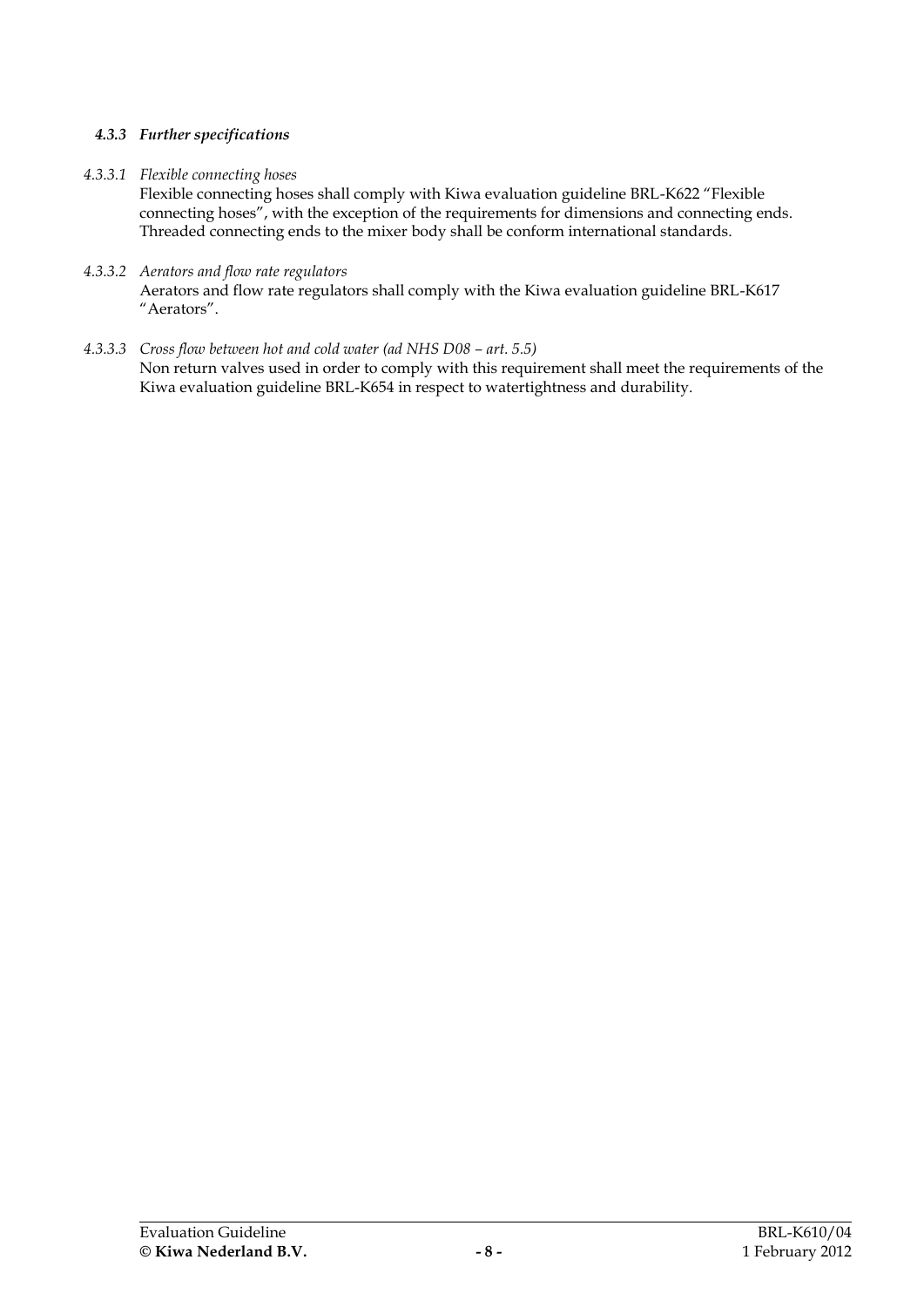#### *4.3.3 Further specifications*

*4.3.3.1 Flexible connecting hoses*

Flexible connecting hoses shall comply with Kiwa evaluation guideline BRL-K622 "Flexible connecting hoses", with the exception of the requirements for dimensions and connecting ends. Threaded connecting ends to the mixer body shall be conform international standards.

*4.3.3.2 Aerators and flow rate regulators*

Aerators and flow rate regulators shall comply with the Kiwa evaluation guideline BRL-K617 "Aerators".

*4.3.3.3 Cross flow between hot and cold water (ad NHS D08 – art. 5.5)*

Non return valves used in order to comply with this requirement shall meet the requirements of the Kiwa evaluation guideline BRL-K654 in respect to watertightness and durability.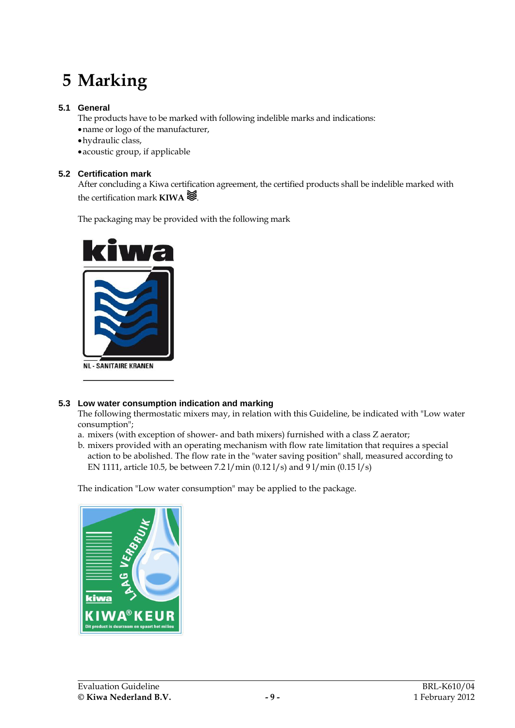# 5 Marking

## 5.1 General

The products have to be marked with following indelible marks and indications:

- name or logo of the manufacturer,
- hydraulic class,
- acoustic group, if applicable

## 5.2 Certification mark

After concluding a Kiwa certification agreement, the certified products shall be indelible marked with the certification mark **KIWA** ≋.

The packaging may be provided with the following mark

## 5.3 Low water consumption indication and marking

The following thermostatic mixers may, in relation with this Guideline, be indicated with "Low water consumption";

a. mixers (with exception of shower- and bath mixers) furnished with a class Z aerator;
b. mixers provided with an operating mechanism with flow rate limitation that requires a special action to be abolished. The flow rate in the "water saving position" shall, measured according to EN 1111, article 10.5, be between 7.2 l/min (0.12 l/s) and 9 l/min (0.15 l/s)

The indication "Low water consumption" may be applied to the package.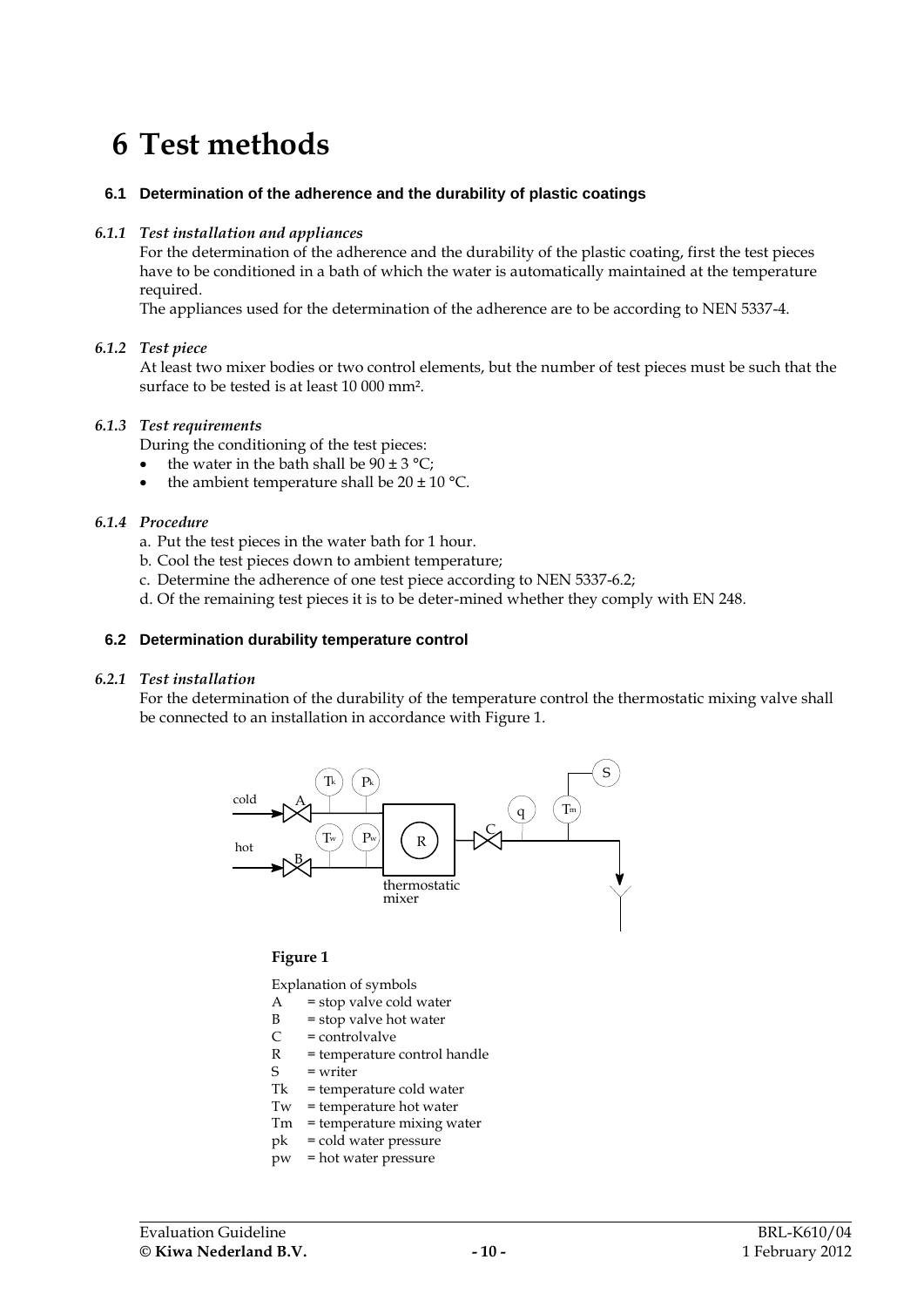# 6 Test methods

## 6.1 Determination of the adherence and the durability of plastic coatings

### *6.1.1 Test installation and appliances*

For the determination of the adherence and the durability of the plastic coating, first the test pieces have to be conditioned in a bath of which the water is automatically maintained at the temperature required.

The appliances used for the determination of the adherence are to be according to NEN 5337-4.

### *6.1.2 Test piece*

At least two mixer bodies or two control elements, but the number of test pieces must be such that the surface to be tested is at least 10 000 mm².

### *6.1.3 Test requirements*

During the conditioning of the test pieces:

- the water in the bath shall be 90 ± 3 °C;
- the ambient temperature shall be 20 ± 10 °C.

### *6.1.4 Procedure*

a. Put the test pieces in the water bath for 1 hour.
b. Cool the test pieces down to ambient temperature;
c. Determine the adherence of one test piece according to NEN 5337-6.2;
d. Of the remaining test pieces it is to be deter-mined whether they comply with EN 248.

## 6.2 Determination durability temperature control

### *6.2.1 Test installation*

For the determination of the durability of the temperature control the thermostatic mixing valve shall be connected to an installation in accordance with Figure 1.

**Figure 1**

Explanation of symbols

- A = stop valve cold water
- B = stop valve hot water
- C = controlvalve
- R = temperature control handle
- S = writer
- Tk = temperature cold water
- Tw = temperature hot water
- Tm = temperature mixing water
- pk = cold water pressure
- pw = hot water pressure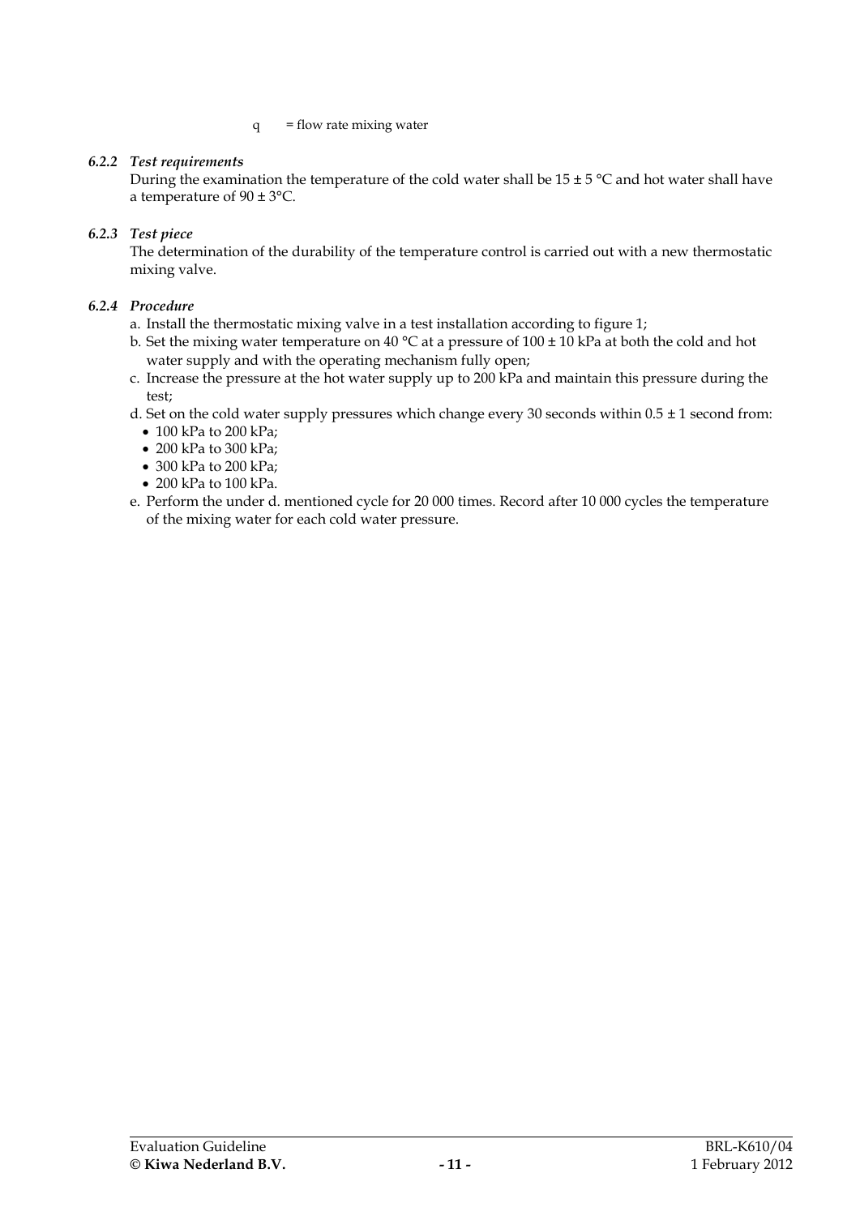q = flow rate mixing water

### *6.2.2 Test requirements*

During the examination the temperature of the cold water shall be 15 ± 5 °C and hot water shall have a temperature of 90 ± 3°C.

### *6.2.3 Test piece*

The determination of the durability of the temperature control is carried out with a new thermostatic mixing valve.

### *6.2.4 Procedure*

a. Install the thermostatic mixing valve in a test installation according to figure 1;

b. Set the mixing water temperature on 40 °C at a pressure of 100 ± 10 kPa at both the cold and hot water supply and with the operating mechanism fully open;

c. Increase the pressure at the hot water supply up to 200 kPa and maintain this pressure during the test;

d. Set on the cold water supply pressures which change every 30 seconds within 0.5 ± 1 second from:
   - 100 kPa to 200 kPa;
   - 200 kPa to 300 kPa;
   - 300 kPa to 200 kPa;
   - 200 kPa to 100 kPa.

e. Perform the under d. mentioned cycle for 20 000 times. Record after 10 000 cycles the temperature of the mixing water for each cold water pressure.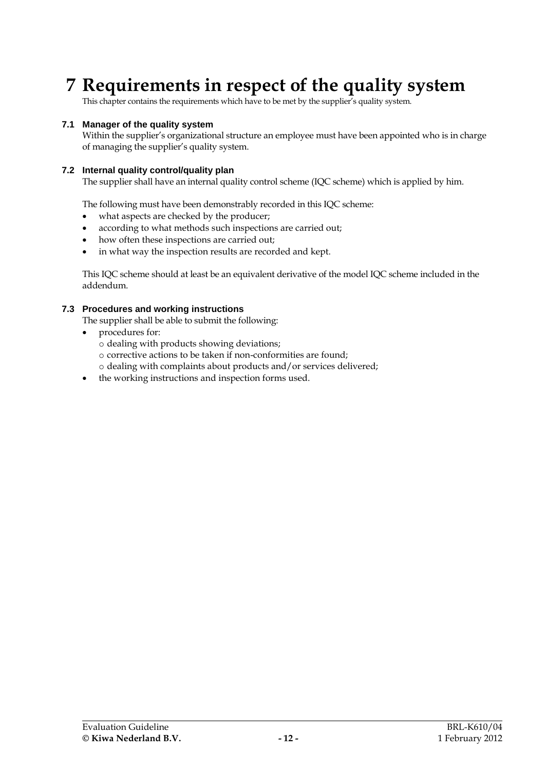# 7 Requirements in respect of the quality system

This chapter contains the requirements which have to be met by the supplier's quality system.

## 7.1 Manager of the quality system

Within the supplier's organizational structure an employee must have been appointed who is in charge of managing the supplier's quality system.

## 7.2 Internal quality control/quality plan

The supplier shall have an internal quality control scheme (IQC scheme) which is applied by him.

The following must have been demonstrably recorded in this IQC scheme:

- what aspects are checked by the producer;
- according to what methods such inspections are carried out;
- how often these inspections are carried out;
- in what way the inspection results are recorded and kept.

This IQC scheme should at least be an equivalent derivative of the model IQC scheme included in the addendum.

## 7.3 Procedures and working instructions

The supplier shall be able to submit the following:

- procedures for:
  - dealing with products showing deviations;
  - corrective actions to be taken if non-conformities are found;
  - dealing with complaints about products and/or services delivered;
- the working instructions and inspection forms used.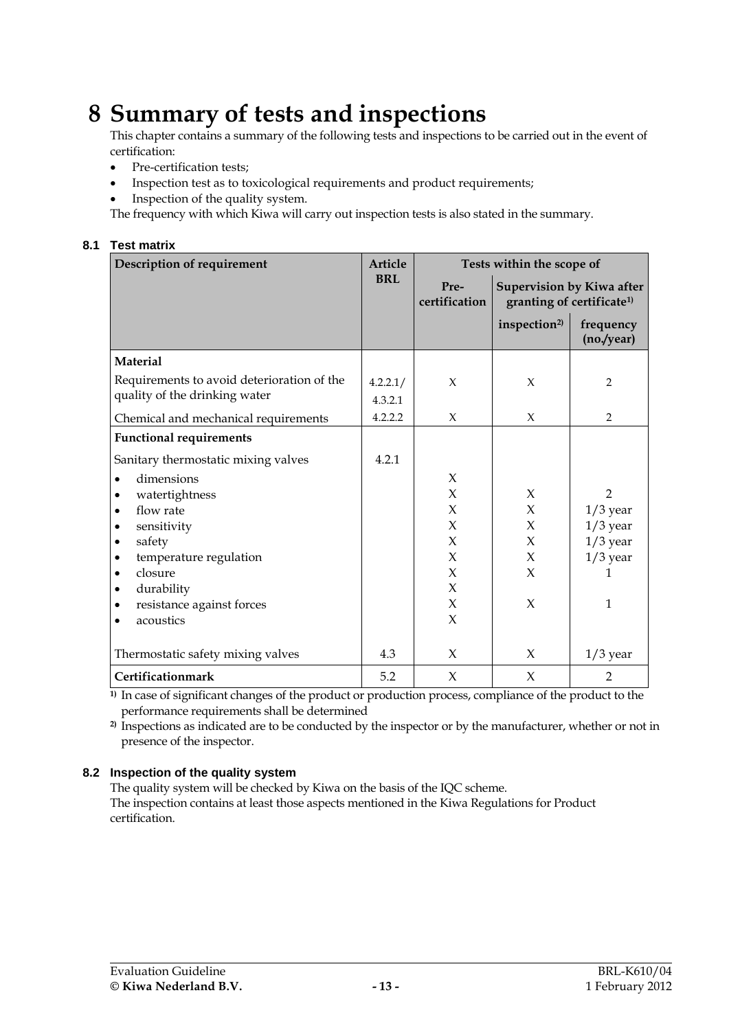# 8 Summary of tests and inspections

This chapter contains a summary of the following tests and inspections to be carried out in the event of certification:

- Pre-certification tests;
- Inspection test as to toxicological requirements and product requirements;
- Inspection of the quality system.

The frequency with which Kiwa will carry out inspection tests is also stated in the summary.

### 8.1 Test matrix

| Description of requirement | Article BRL | Tests within the scope of | | |
|---|---|---|---|---|
| | | Pre-certification | Supervision by Kiwa after granting of certificate[1)] | |
| | | | inspection[2)] | frequency (no./year) |
| **Material** | | | | |
| Requirements to avoid deterioration of the quality of the drinking water | 4.2.2.1/ 4.3.2.1 | X | X | 2 |
| Chemical and mechanical requirements | 4.2.2.2 | X | X | 2 |
| **Functional requirements** | | | | |
| Sanitary thermostatic mixing valves | 4.2.1 | | | |
| • dimensions | | X | | |
| • watertightness | | X | X | 2 |
| • flow rate | | X | X | 1/3 year |
| • sensitivity | | X | X | 1/3 year |
| • safety | | X | X | 1/3 year |
| • temperature regulation | | X | X | 1/3 year |
| • closure | | X | X | 1 |
| • durability | | X | | |
| • resistance against forces | | X | X | 1 |
| • acoustics | | X | | |
| Thermostatic safety mixing valves | 4.3 | X | X | 1/3 year |
| **Certificationmark** | 5.2 | X | X | 2 |

1) In case of significant changes of the product or production process, compliance of the product to the performance requirements shall be determined

2) Inspections as indicated are to be conducted by the inspector or by the manufacturer, whether or not in presence of the inspector.

### 8.2 Inspection of the quality system

The quality system will be checked by Kiwa on the basis of the IQC scheme.
The inspection contains at least those aspects mentioned in the Kiwa Regulations for Product certification.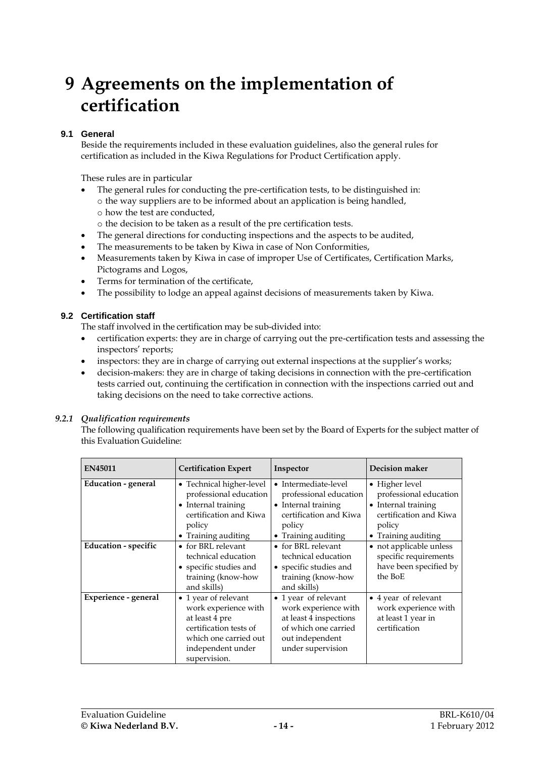# 9 Agreements on the implementation of certification

## 9.1 General

Beside the requirements included in these evaluation guidelines, also the general rules for certification as included in the Kiwa Regulations for Product Certification apply.

These rules are in particular

- The general rules for conducting the pre-certification tests, to be distinguished in:
  - o the way suppliers are to be informed about an application is being handled,
  - o how the test are conducted,
  - o the decision to be taken as a result of the pre certification tests.
- The general directions for conducting inspections and the aspects to be audited,
- The measurements to be taken by Kiwa in case of Non Conformities,
- Measurements taken by Kiwa in case of improper Use of Certificates, Certification Marks, Pictograms and Logos,
- Terms for termination of the certificate,
- The possibility to lodge an appeal against decisions of measurements taken by Kiwa.

## 9.2 Certification staff

The staff involved in the certification may be sub-divided into:

- certification experts: they are in charge of carrying out the pre-certification tests and assessing the inspectors' reports;
- inspectors: they are in charge of carrying out external inspections at the supplier's works;
- decision-makers: they are in charge of taking decisions in connection with the pre-certification tests carried out, continuing the certification in connection with the inspections carried out and taking decisions on the need to take corrective actions.

### *9.2.1 Qualification requirements*

The following qualification requirements have been set by the Board of Experts for the subject matter of this Evaluation Guideline:

| EN45011 | Certification Expert | Inspector | Decision maker |
|---|---|---|---|
| **Education - general** | • Technical higher-level professional education<br>• Internal training certification and Kiwa policy<br>• Training auditing | • Intermediate-level professional education<br>• Internal training certification and Kiwa policy<br>• Training auditing | • Higher level professional education<br>• Internal training certification and Kiwa policy<br>• Training auditing |
| **Education - specific** | • for BRL relevant technical education<br>• specific studies and training (know-how and skills) | • for BRL relevant technical education<br>• specific studies and training (know-how and skills) | • not applicable unless specific requirements have been specified by the BoE |
| **Experience - general** | • 1 year of relevant work experience with at least 4 pre certification tests of which one carried out independent under supervision. | • 1 year of relevant work experience with at least 4 inspections of which one carried out independent under supervision | • 4 year of relevant work experience with at least 1 year in certification |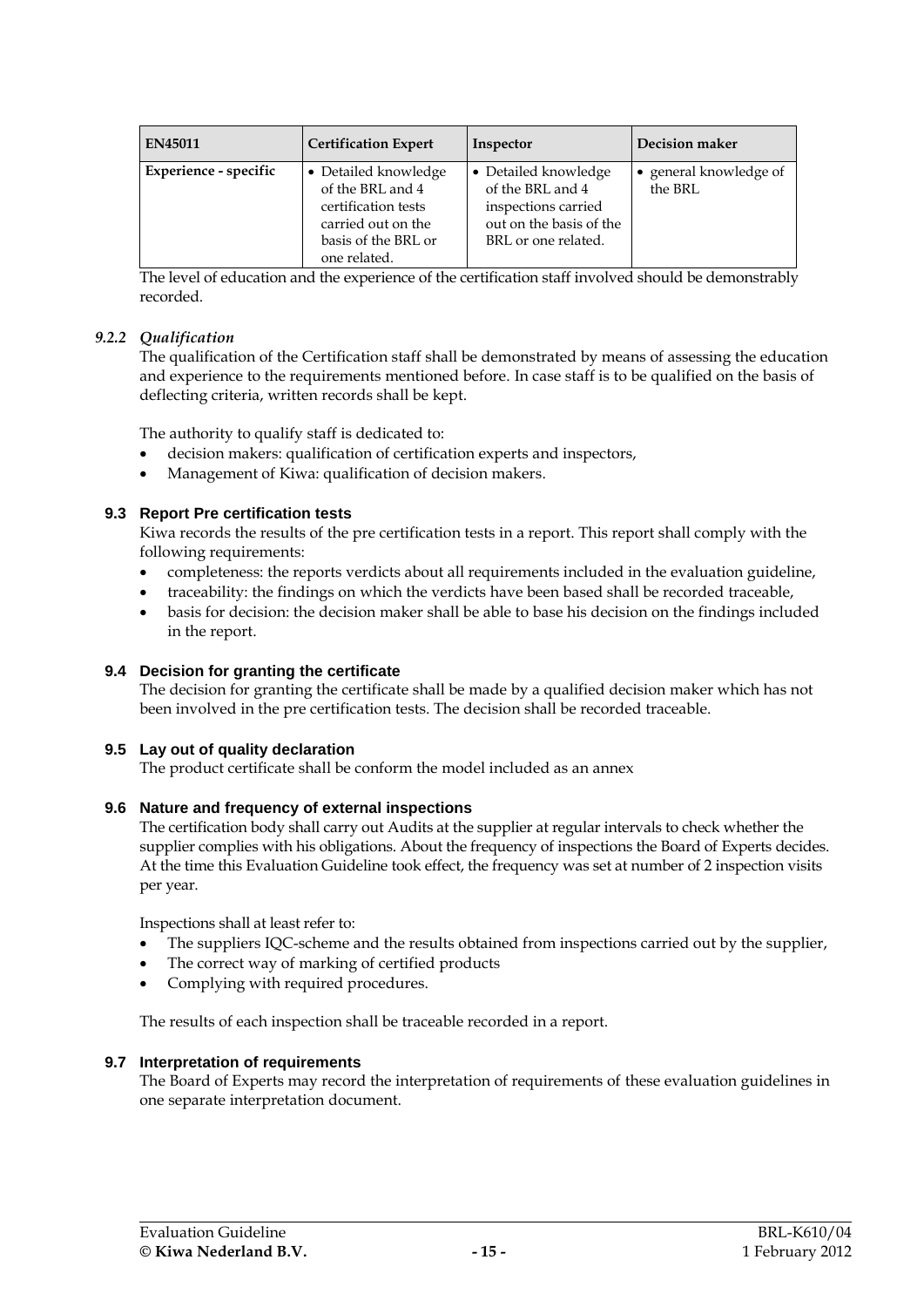| EN45011 | Certification Expert | Inspector | Decision maker |
|---|---|---|---|
| **Experience - specific** | • Detailed knowledge of the BRL and 4 certification tests carried out on the basis of the BRL or one related. | • Detailed knowledge of the BRL and 4 inspections carried out on the basis of the BRL or one related. | • general knowledge of the BRL |

The level of education and the experience of the certification staff involved should be demonstrably recorded.

#### *9.2.2 Qualification*

The qualification of the Certification staff shall be demonstrated by means of assessing the education and experience to the requirements mentioned before. In case staff is to be qualified on the basis of deflecting criteria, written records shall be kept.

The authority to qualify staff is dedicated to:

- decision makers: qualification of certification experts and inspectors,
- Management of Kiwa: qualification of decision makers.

### 9.3 Report Pre certification tests

Kiwa records the results of the pre certification tests in a report. This report shall comply with the following requirements:

- completeness: the reports verdicts about all requirements included in the evaluation guideline,
- traceability: the findings on which the verdicts have been based shall be recorded traceable,
- basis for decision: the decision maker shall be able to base his decision on the findings included in the report.

### 9.4 Decision for granting the certificate

The decision for granting the certificate shall be made by a qualified decision maker which has not been involved in the pre certification tests. The decision shall be recorded traceable.

### 9.5 Lay out of quality declaration

The product certificate shall be conform the model included as an annex

### 9.6 Nature and frequency of external inspections

The certification body shall carry out Audits at the supplier at regular intervals to check whether the supplier complies with his obligations. About the frequency of inspections the Board of Experts decides. At the time this Evaluation Guideline took effect, the frequency was set at number of 2 inspection visits per year.

Inspections shall at least refer to:

- The suppliers IQC-scheme and the results obtained from inspections carried out by the supplier,
- The correct way of marking of certified products
- Complying with required procedures.

The results of each inspection shall be traceable recorded in a report.

### 9.7 Interpretation of requirements

The Board of Experts may record the interpretation of requirements of these evaluation guidelines in one separate interpretation document.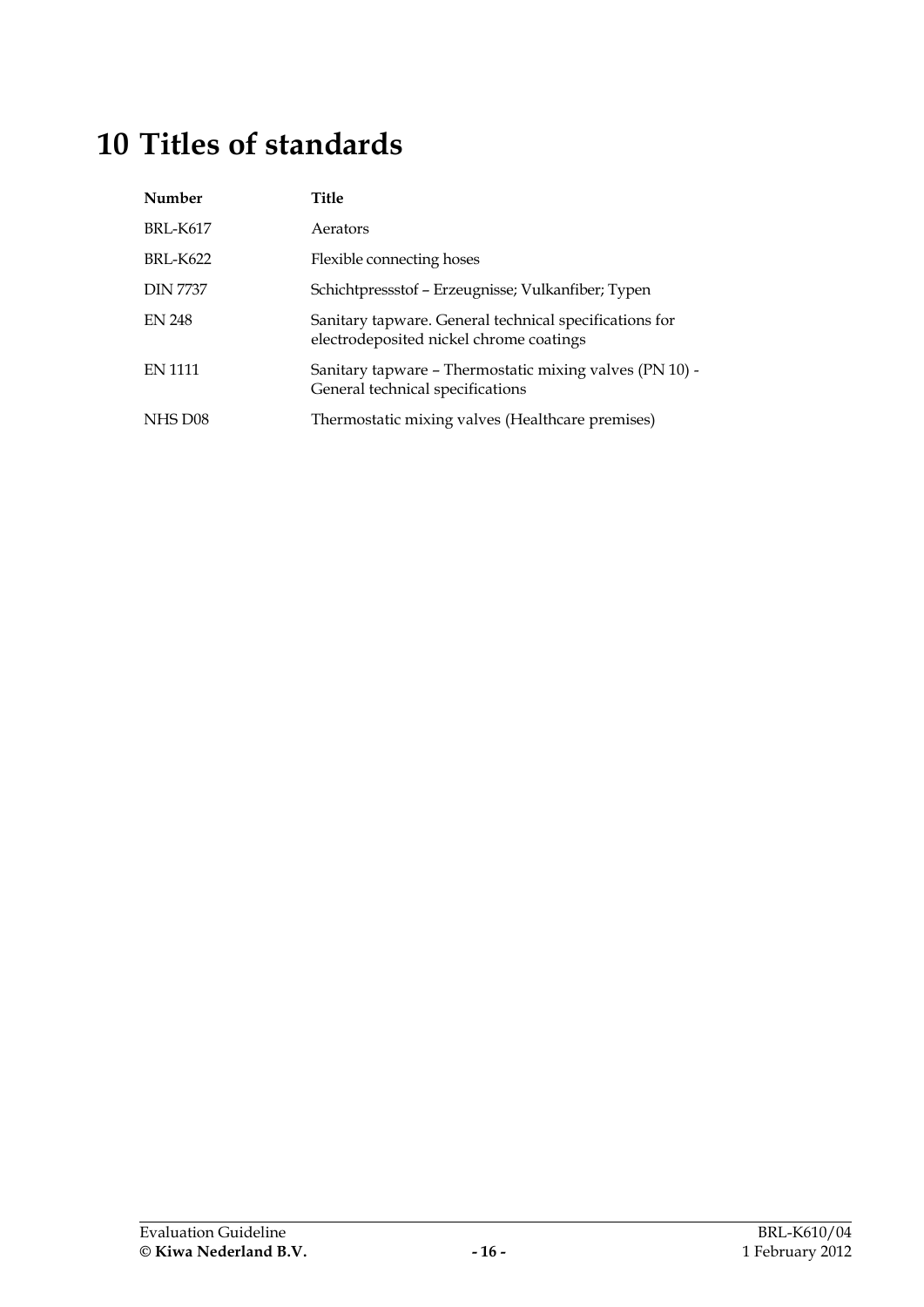# 10 Titles of standards

| Number | Title |
| --- | --- |
| BRL-K617 | Aerators |
| BRL-K622 | Flexible connecting hoses |
| DIN 7737 | Schichtpressstof – Erzeugnisse; Vulkanfiber; Typen |
| EN 248 | Sanitary tapware. General technical specifications for electrodeposited nickel chrome coatings |
| EN 1111 | Sanitary tapware – Thermostatic mixing valves (PN 10) - General technical specifications |
| NHS D08 | Thermostatic mixing valves (Healthcare premises) |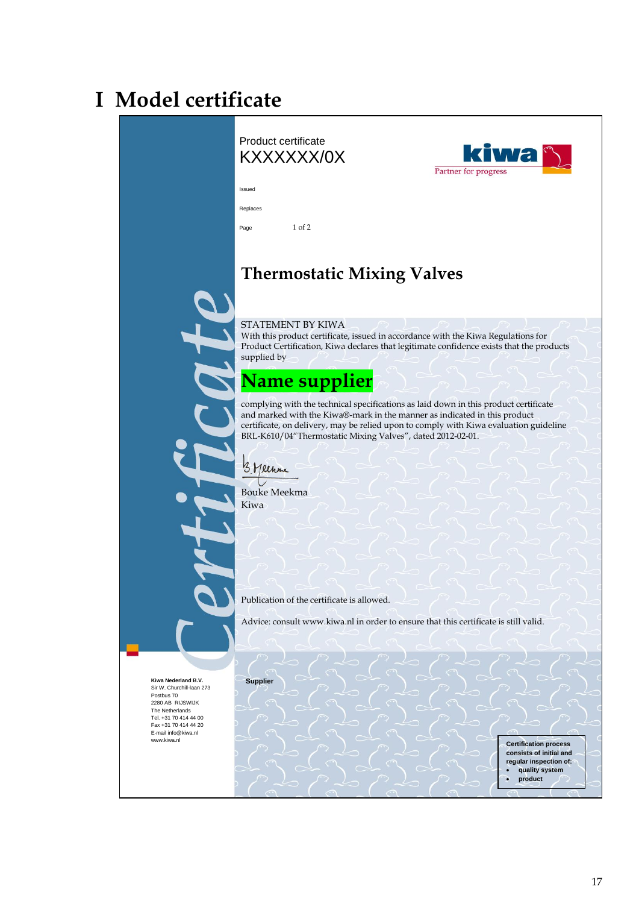# I Model certificate

Certificate

Product certificate
KXXXXXX/0X

kiwa
Partner for progress

Issued

Replaces

Page 1 of 2

## Thermostatic Mixing Valves

STATEMENT BY KIWA
With this product certificate, issued in accordance with the Kiwa Regulations for Product Certification, Kiwa declares that legitimate confidence exists that the products supplied by

## Name supplier

complying with the technical specifications as laid down in this product certificate and marked with the Kiwa®-mark in the manner as indicated in this product certificate, on delivery, may be relied upon to comply with Kiwa evaluation guideline BRL-K610/04"Thermostatic Mixing Valves", dated 2012-02-01.

Bouke Meekma
Kiwa

Publication of the certificate is allowed.

Advice: consult www.kiwa.nl in order to ensure that this certificate is still valid.

**Kiwa Nederland B.V.**
Sir W. Churchill-laan 273
Postbus 70
2280 AB RIJSWIJK
The Netherlands
Tel. +31 70 414 44 00
Fax +31 70 414 44 20
E-mail info@kiwa.nl
www.kiwa.nl

**Supplier**

**Certification process consists of initial and regular inspection of:**

- **quality system**
- **product**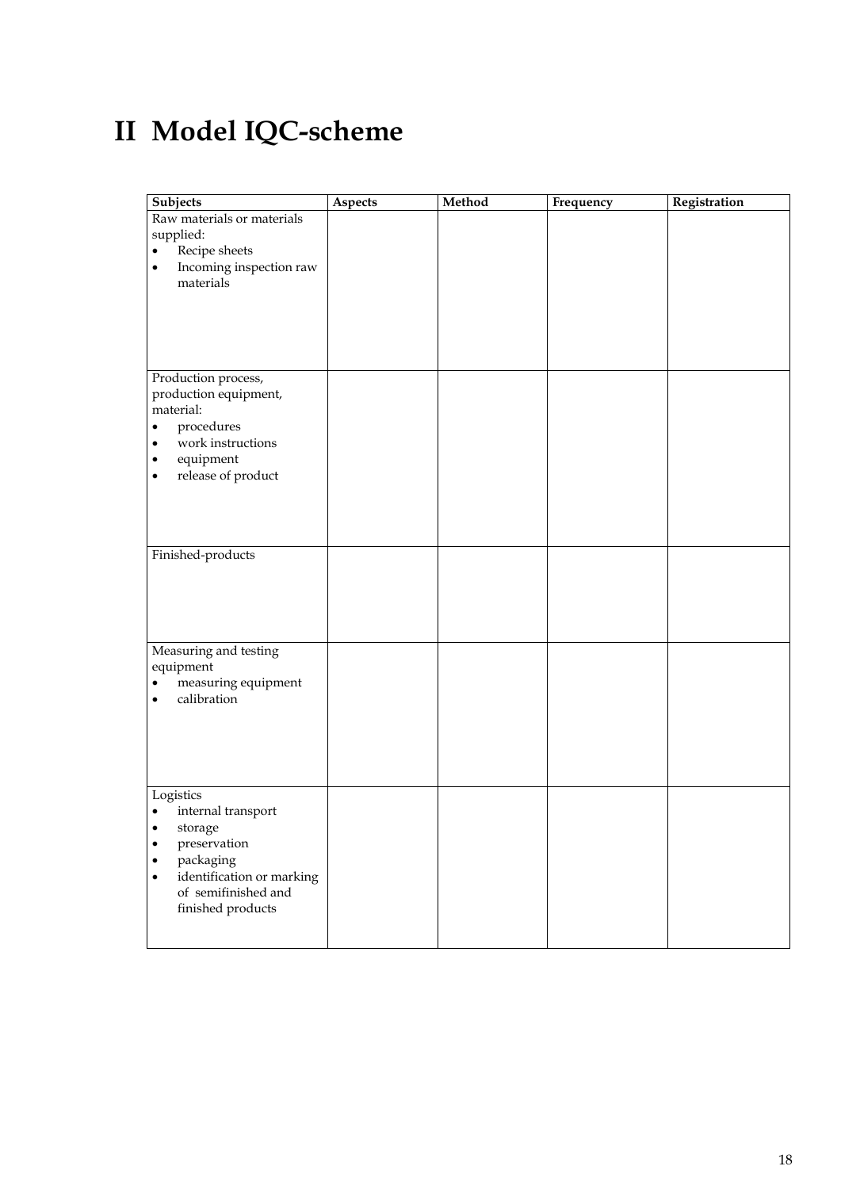# II Model IQC-scheme

| Subjects | Aspects | Method | Frequency | Registration |
| --- | --- | --- | --- | --- |
| Raw materials or materials supplied:<br>• Recipe sheets<br>• Incoming inspection raw materials | | | | |
| Production process, production equipment, material:<br>• procedures<br>• work instructions<br>• equipment<br>• release of product | | | | |
| Finished-products | | | | |
| Measuring and testing equipment<br>• measuring equipment<br>• calibration | | | | |
| Logistics<br>• internal transport<br>• storage<br>• preservation<br>• packaging<br>• identification or marking of semifinished and finished products | | | | |